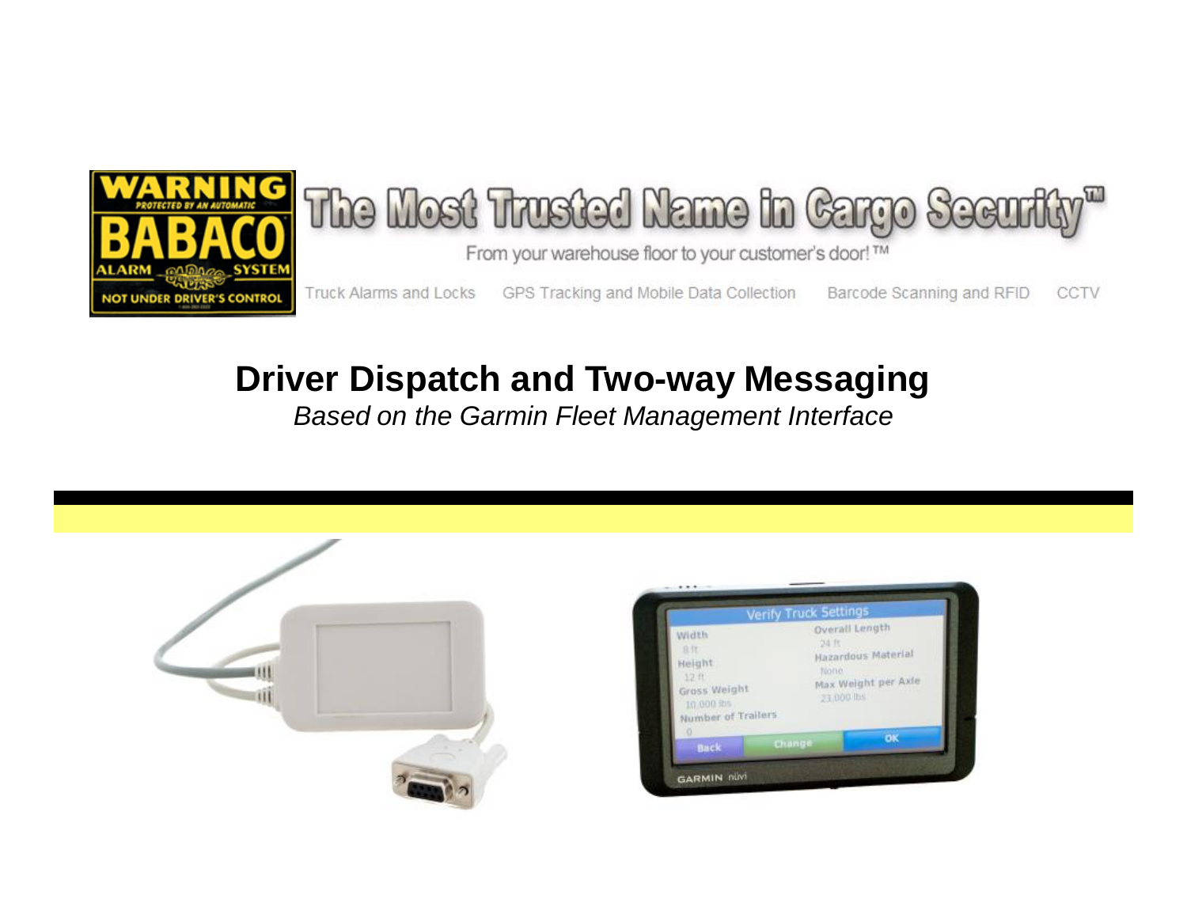The Most Trusted Name in Cargo Security™

From your warehouse floor to your customer's door! ™

Truck Alarms and Locks | GPS Tracking and Mobile Data Collection | Barcode Scanning and RFID | CCTV

# Driver Dispatch and Two-way Messaging

*Based on the Garmin Fleet Management Interface*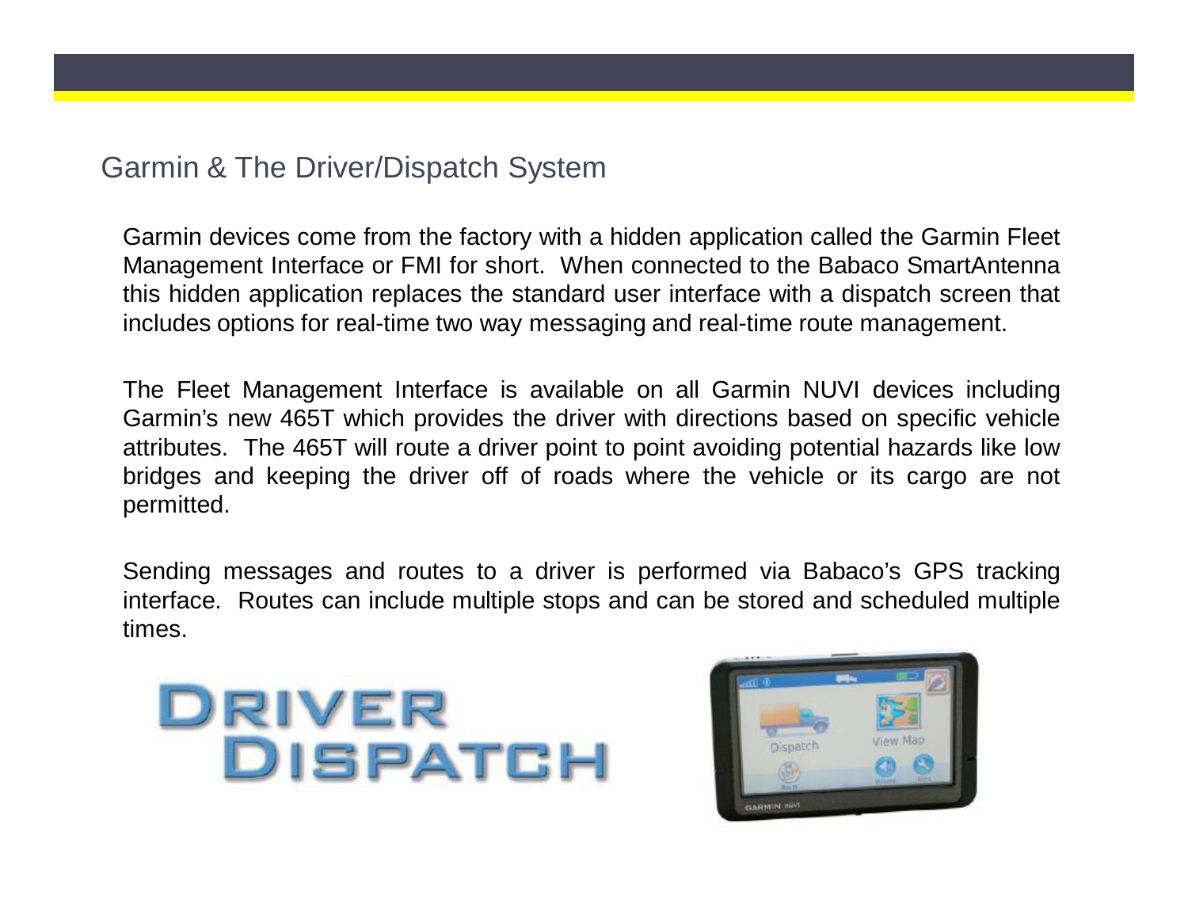## Garmin & The Driver/Dispatch System

Garmin devices come from the factory with a hidden application called the Garmin Fleet Management Interface or FMI for short. When connected to the Babaco SmartAntenna this hidden application replaces the standard user interface with a dispatch screen that includes options for real-time two way messaging and real-time route management.

The Fleet Management Interface is available on all Garmin NUVI devices including Garmin's new 465T which provides the driver with directions based on specific vehicle attributes. The 465T will route a driver point to point avoiding potential hazards like low bridges and keeping the driver off of roads where the vehicle or its cargo are not permitted.

Sending messages and routes to a driver is performed via Babaco's GPS tracking interface. Routes can include multiple stops and can be stored and scheduled multiple times.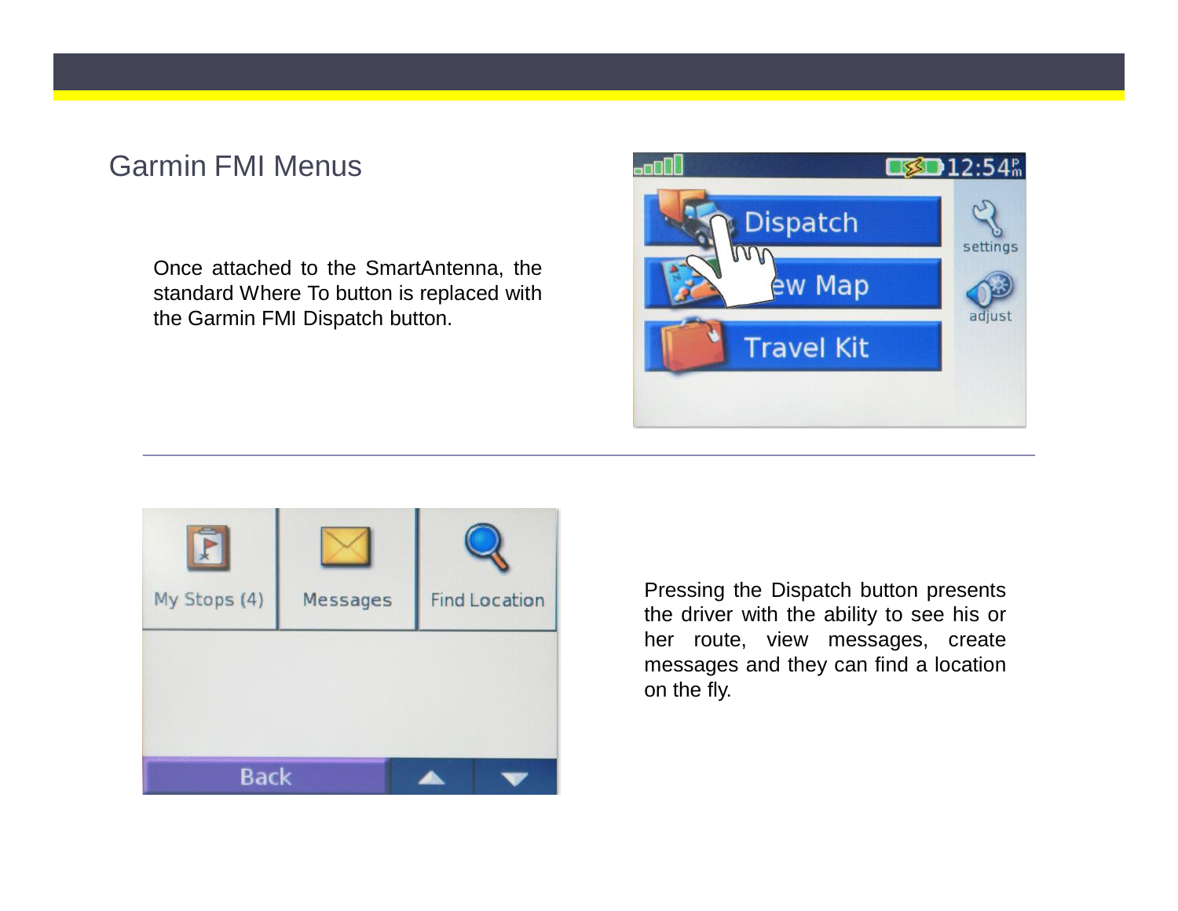## Garmin FMI Menus

Once attached to the SmartAntenna, the standard Where To button is replaced with the Garmin FMI Dispatch button.

---

Pressing the Dispatch button presents the driver with the ability to see his or her route, view messages, create messages and they can find a location on the fly.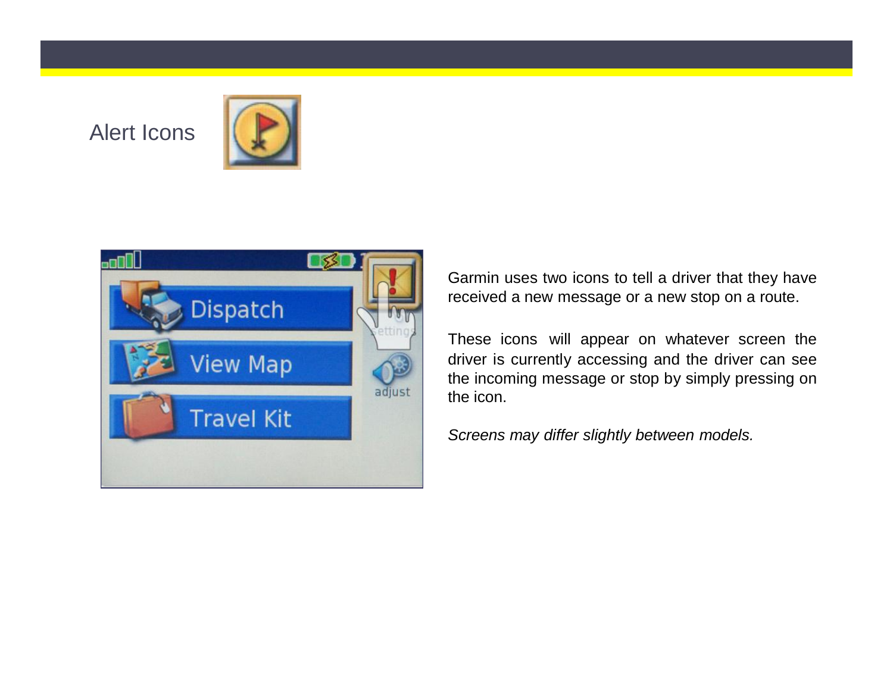## Alert Icons

Garmin uses two icons to tell a driver that they have received a new message or a new stop on a route.

These icons will appear on whatever screen the driver is currently accessing and the driver can see the incoming message or stop by simply pressing on the icon.

*Screens may differ slightly between models.*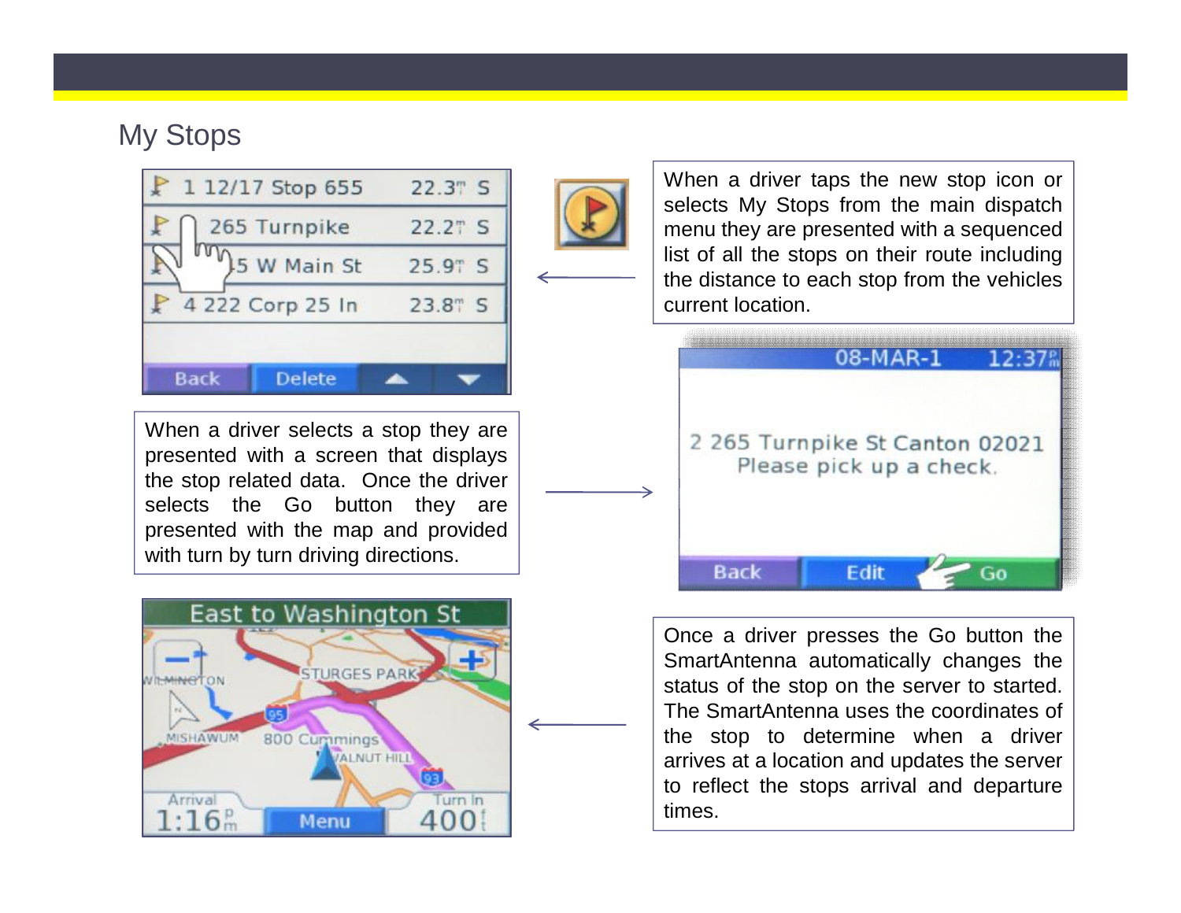# My Stops

When a driver taps the new stop icon or selects My Stops from the main dispatch menu they are presented with a sequenced list of all the stops on their route including the distance to each stop from the vehicles current location.

When a driver selects a stop they are presented with a screen that displays the stop related data. Once the driver selects the Go button they are presented with the map and provided with turn by turn driving directions.

Once a driver presses the Go button the SmartAntenna automatically changes the status of the stop on the server to started. The SmartAntenna uses the coordinates of the stop to determine when a driver arrives at a location and updates the server to reflect the stops arrival and departure times.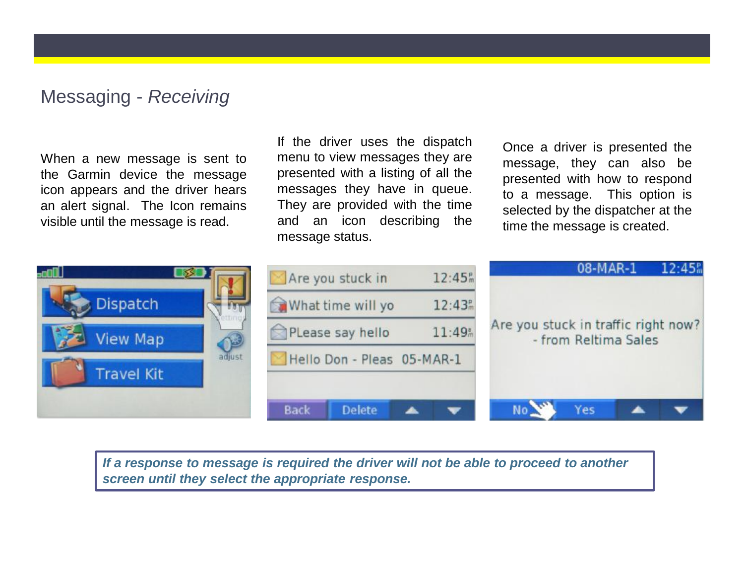# Messaging - *Receiving*

When a new message is sent to the Garmin device the message icon appears and the driver hears an alert signal. The Icon remains visible until the message is read.

If the driver uses the dispatch menu to view messages they are presented with a listing of all the messages they have in queue. They are provided with the time and an icon describing the message status.

Once a driver is presented the message, they can also be presented with how to respond to a message. This option is selected by the dispatcher at the time the message is created.

***If a response to message is required the driver will not be able to proceed to another screen until they select the appropriate response.***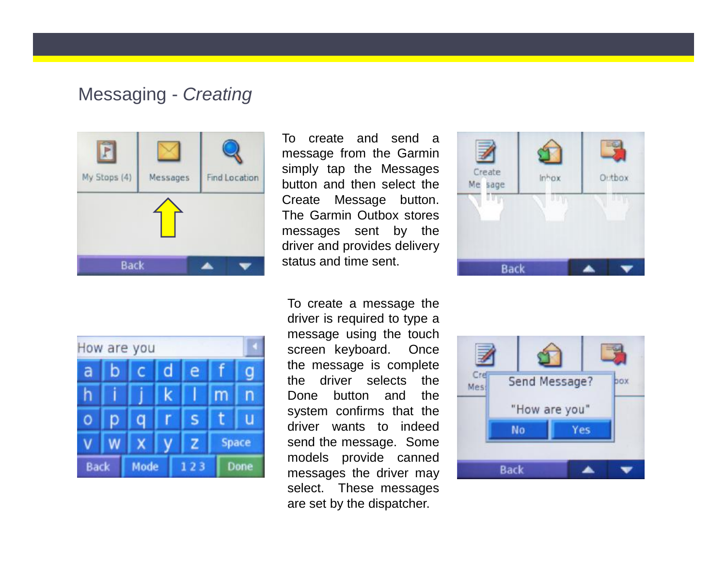## Messaging - *Creating*

To create and send a message from the Garmin simply tap the Messages button and then select the Create Message button. The Garmin Outbox stores messages sent by the driver and provides delivery status and time sent.

To create a message the driver is required to type a message using the touch screen keyboard. Once the message is complete the driver selects the Done button and the system confirms that the driver wants to indeed send the message. Some models provide canned messages the driver may select. These messages are set by the dispatcher.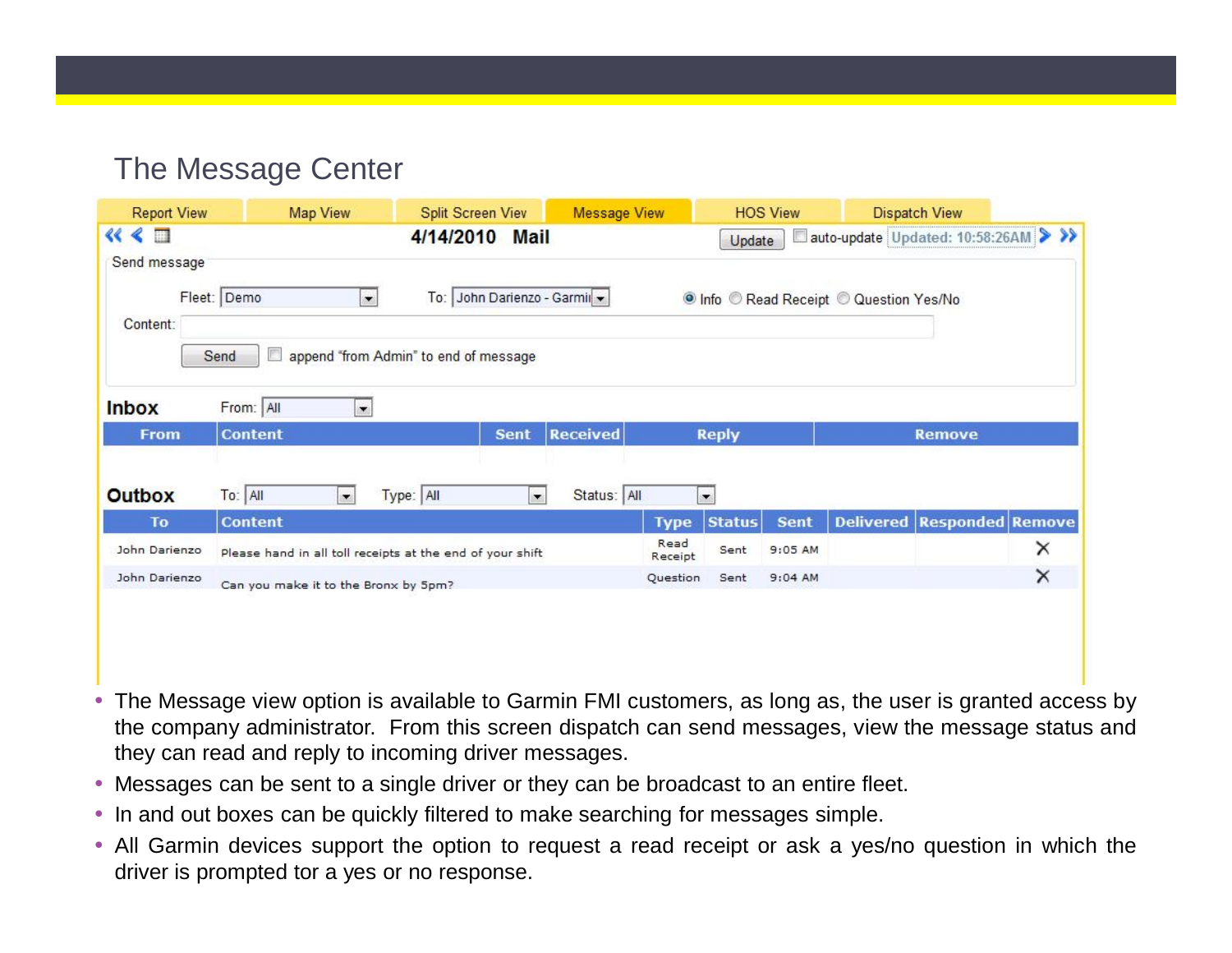## The Message Center

Report View | Map View | Split Screen View | Message View | HOS View | Dispatch View

**4/14/2010 Mail**

Update | auto-update | Updated: 10:58:26AM

Send message

Fleet: Demo    To: John Darienzo - Garmin    Info    Read Receipt    Question Yes/No

Content:

Send    append "from Admin" to end of message

**Inbox**    From: All

| From | Content | Sent | Received | Reply | Remove |
|---|---|---|---|---|---|

**Outbox**    To: All    Type: All    Status: All

| To | Content | Type | Status | Sent | Delivered | Responded | Remove |
|---|---|---|---|---|---|---|---|
| John Darienzo | Please hand in all toll receipts at the end of your shift | Read Receipt | Sent | 9:05 AM | | | X |
| John Darienzo | Can you make it to the Bronx by 5pm? | Question | Sent | 9:04 AM | | | X |

- The Message view option is available to Garmin FMI customers, as long as, the user is granted access by the company administrator. From this screen dispatch can send messages, view the message status and they can read and reply to incoming driver messages.
- Messages can be sent to a single driver or they can be broadcast to an entire fleet.
- In and out boxes can be quickly filtered to make searching for messages simple.
- All Garmin devices support the option to request a read receipt or ask a yes/no question in which the driver is prompted tor a yes or no response.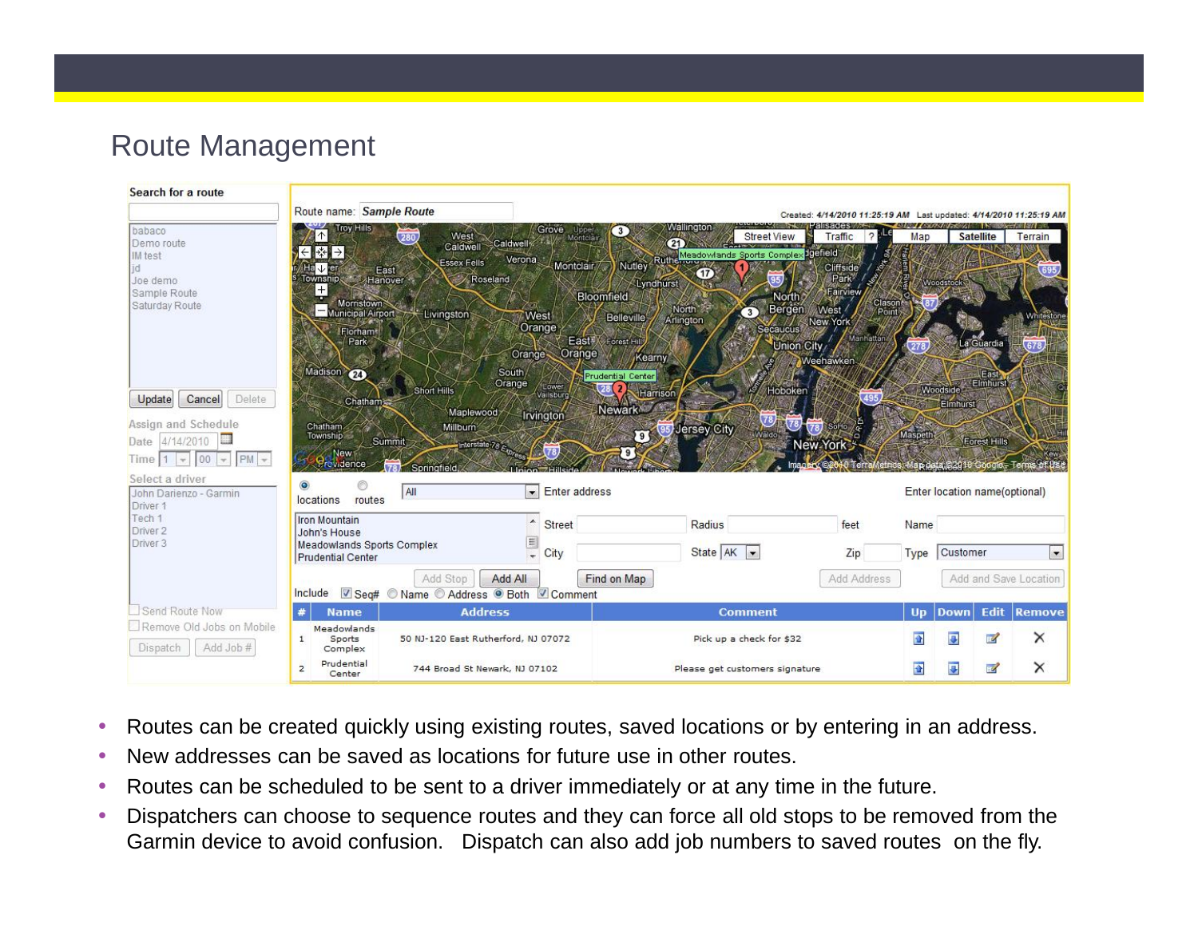# Route Management

- Routes can be created quickly using existing routes, saved locations or by entering in an address.
- New addresses can be saved as locations for future use in other routes.
- Routes can be scheduled to be sent to a driver immediately or at any time in the future.
- Dispatchers can choose to sequence routes and they can force all old stops to be removed from the Garmin device to avoid confusion.   Dispatch can also add job numbers to saved routes  on the fly.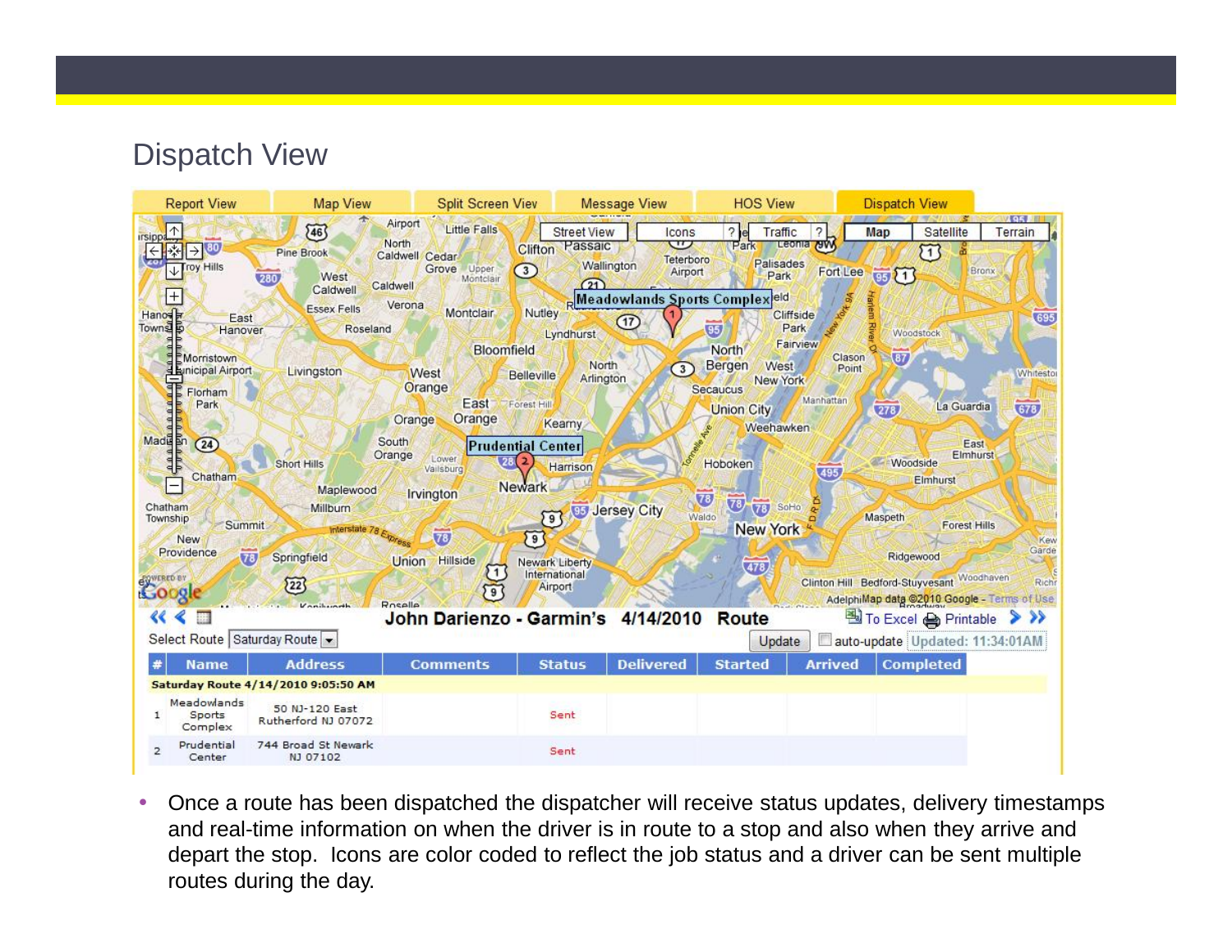# Dispatch View

- Once a route has been dispatched the dispatcher will receive status updates, delivery timestamps and real-time information on when the driver is in route to a stop and also when they arrive and depart the stop. Icons are color coded to reflect the job status and a driver can be sent multiple routes during the day.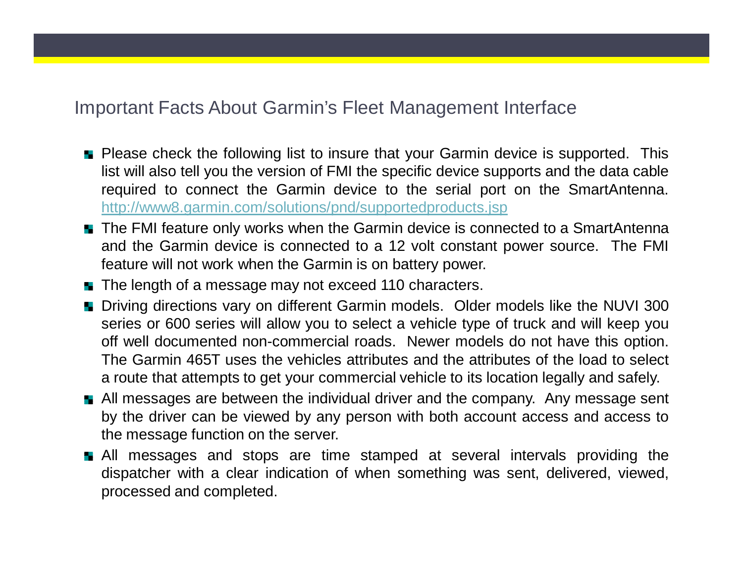## Important Facts About Garmin's Fleet Management Interface

- Please check the following list to insure that your Garmin device is supported. This list will also tell you the version of FMI the specific device supports and the data cable required to connect the Garmin device to the serial port on the SmartAntenna. http://www8.garmin.com/solutions/pnd/supportedproducts.jsp
- The FMI feature only works when the Garmin device is connected to a SmartAntenna and the Garmin device is connected to a 12 volt constant power source. The FMI feature will not work when the Garmin is on battery power.
- The length of a message may not exceed 110 characters.
- Driving directions vary on different Garmin models. Older models like the NUVI 300 series or 600 series will allow you to select a vehicle type of truck and will keep you off well documented non-commercial roads. Newer models do not have this option. The Garmin 465T uses the vehicles attributes and the attributes of the load to select a route that attempts to get your commercial vehicle to its location legally and safely.
- All messages are between the individual driver and the company. Any message sent by the driver can be viewed by any person with both account access and access to the message function on the server.
- All messages and stops are time stamped at several intervals providing the dispatcher with a clear indication of when something was sent, delivered, viewed, processed and completed.